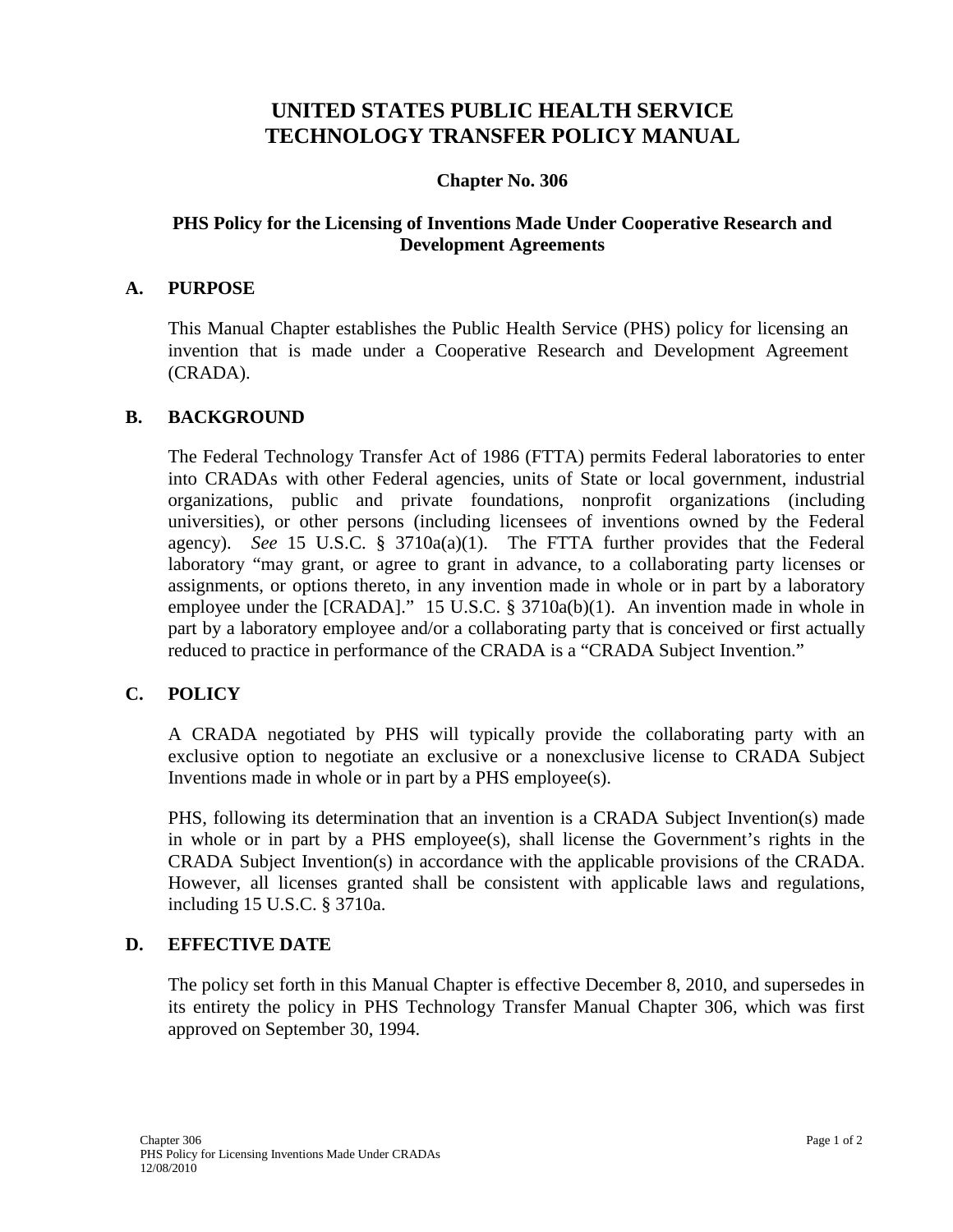# UNITED STATES PUBLIC HEALTH SERVICE TECHNOLOGY TRANSFER POLICY MANUAL

**Chapter No. 306**

**PHS Policy for the Licensing of Inventions Made Under Cooperative Research and Development Agreements**

## A. PURPOSE

This Manual Chapter establishes the Public Health Service (PHS) policy for licensing an invention that is made under a Cooperative Research and Development Agreement (CRADA).

## B. BACKGROUND

The Federal Technology Transfer Act of 1986 (FTTA) permits Federal laboratories to enter into CRADAs with other Federal agencies, units of State or local government, industrial organizations, public and private foundations, nonprofit organizations (including universities), or other persons (including licensees of inventions owned by the Federal agency). *See* 15 U.S.C. § 3710a(a)(1). The FTTA further provides that the Federal laboratory "may grant, or agree to grant in advance, to a collaborating party licenses or assignments, or options thereto, in any invention made in whole or in part by a laboratory employee under the [CRADA]." 15 U.S.C. § 3710a(b)(1). An invention made in whole in part by a laboratory employee and/or a collaborating party that is conceived or first actually reduced to practice in performance of the CRADA is a "CRADA Subject Invention."

## C. POLICY

A CRADA negotiated by PHS will typically provide the collaborating party with an exclusive option to negotiate an exclusive or a nonexclusive license to CRADA Subject Inventions made in whole or in part by a PHS employee(s).

PHS, following its determination that an invention is a CRADA Subject Invention(s) made in whole or in part by a PHS employee(s), shall license the Government's rights in the CRADA Subject Invention(s) in accordance with the applicable provisions of the CRADA. However, all licenses granted shall be consistent with applicable laws and regulations, including 15 U.S.C. § 3710a.

## D. EFFECTIVE DATE

The policy set forth in this Manual Chapter is effective December 8, 2010, and supersedes in its entirety the policy in PHS Technology Transfer Manual Chapter 306, which was first approved on September 30, 1994.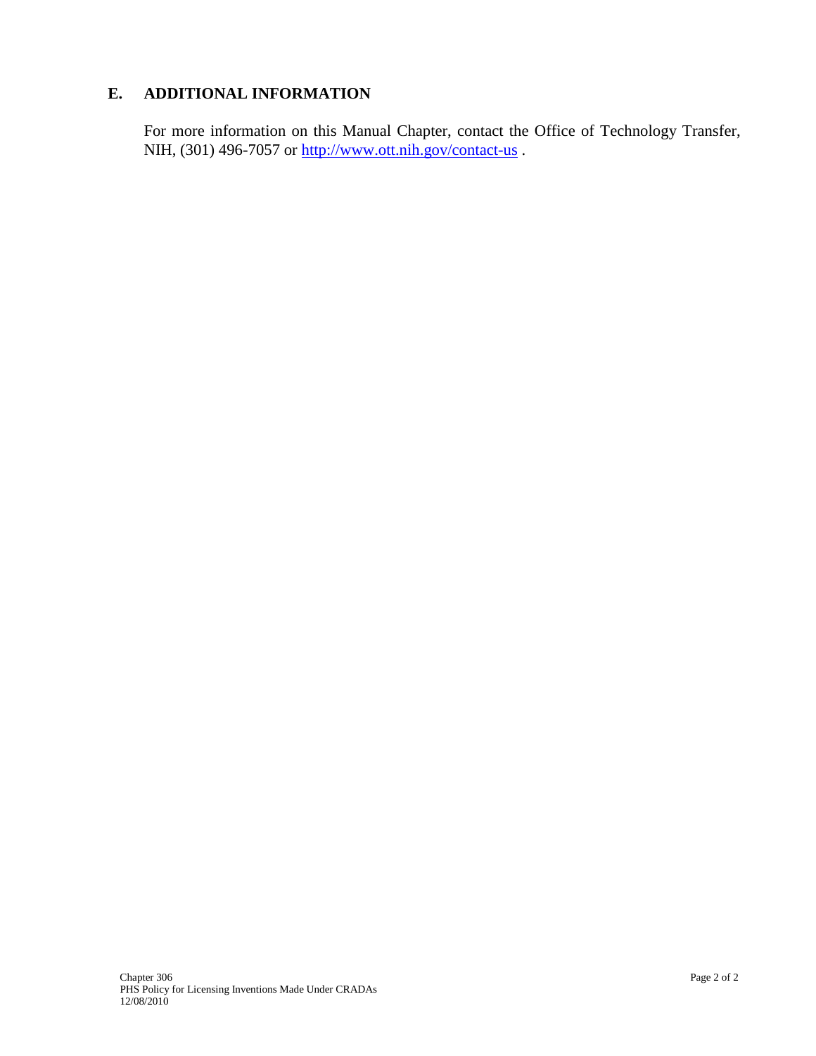## E. ADDITIONAL INFORMATION

For more information on this Manual Chapter, contact the Office of Technology Transfer, NIH, (301) 496-7057 or http://www.ott.nih.gov/contact-us .